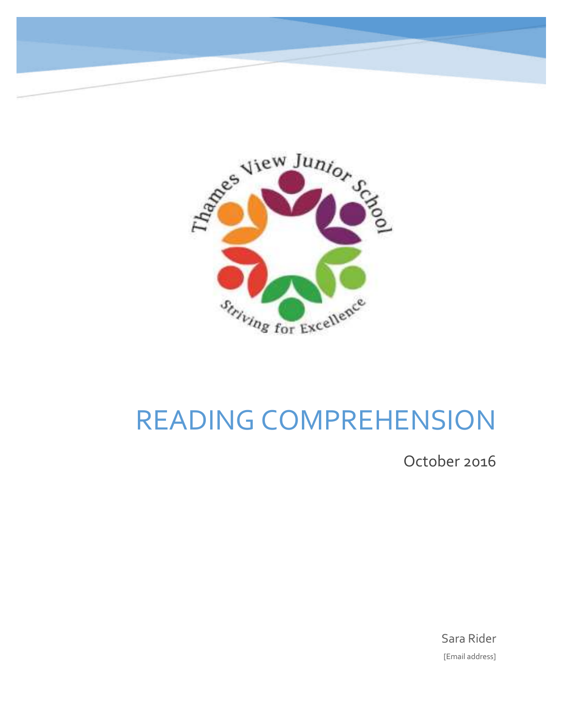Thames View Junior School

Striving for Excellence

# READING COMPREHENSION

October 2016

Sara Rider

[Email address]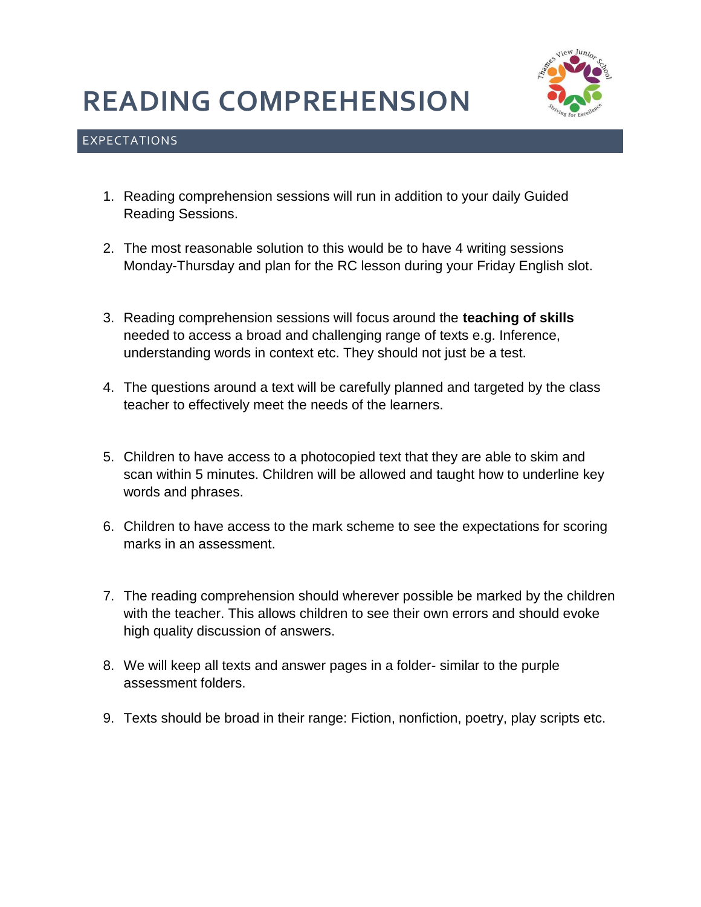# READING COMPREHENSION

## EXPECTATIONS

1. Reading comprehension sessions will run in addition to your daily Guided Reading Sessions.

2. The most reasonable solution to this would be to have 4 writing sessions Monday-Thursday and plan for the RC lesson during your Friday English slot.

3. Reading comprehension sessions will focus around the **teaching of skills** needed to access a broad and challenging range of texts e.g. Inference, understanding words in context etc. They should not just be a test.

4. The questions around a text will be carefully planned and targeted by the class teacher to effectively meet the needs of the learners.

5. Children to have access to a photocopied text that they are able to skim and scan within 5 minutes. Children will be allowed and taught how to underline key words and phrases.

6. Children to have access to the mark scheme to see the expectations for scoring marks in an assessment.

7. The reading comprehension should wherever possible be marked by the children with the teacher. This allows children to see their own errors and should evoke high quality discussion of answers.

8. We will keep all texts and answer pages in a folder- similar to the purple assessment folders.

9. Texts should be broad in their range: Fiction, nonfiction, poetry, play scripts etc.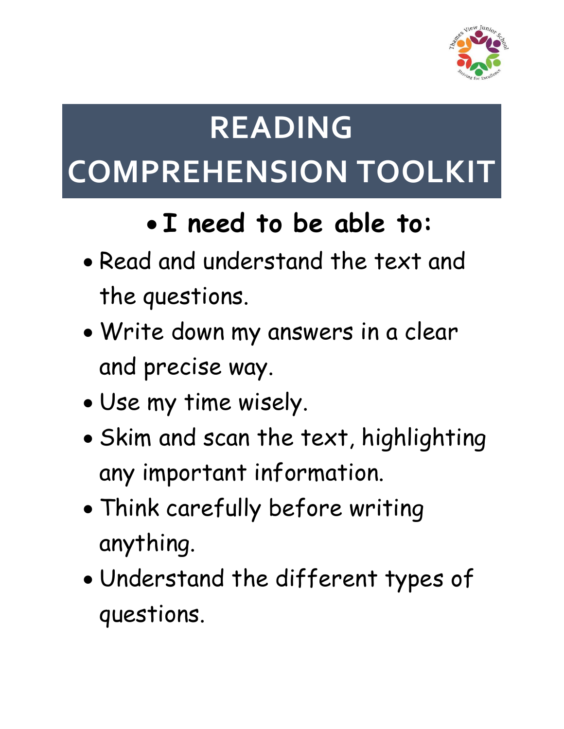# READING COMPREHENSION TOOLKIT

- **I need to be able to:**

- Read and understand the text and the questions.
- Write down my answers in a clear and precise way.
- Use my time wisely.
- Skim and scan the text, highlighting any important information.
- Think carefully before writing anything.
- Understand the different types of questions.